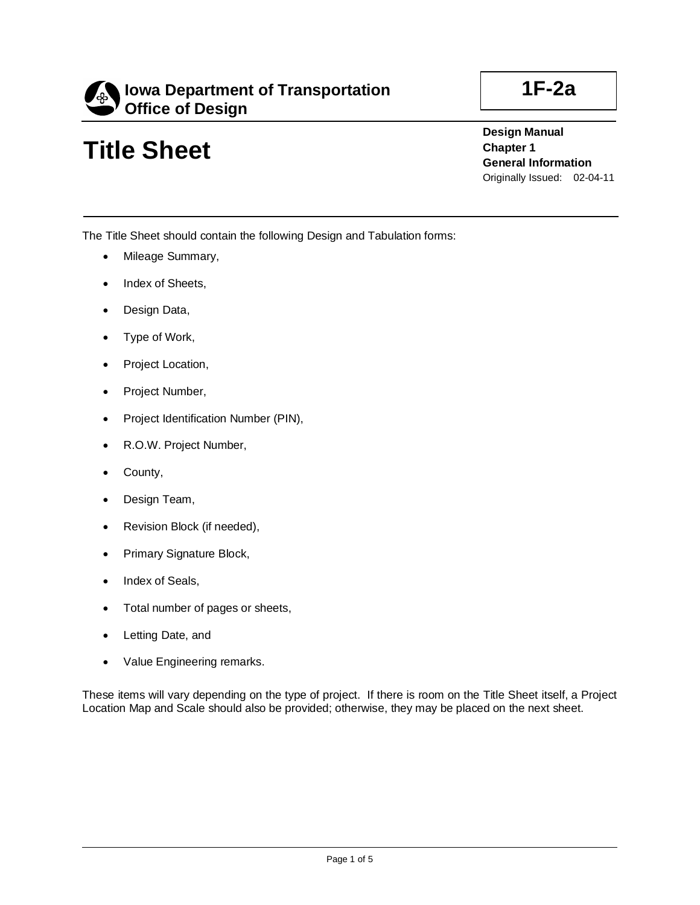**Iowa Department of Transportation**
**Office of Design**

**1F-2a**

# Title Sheet

**Design Manual**
**Chapter 1**
**General Information**
Originally Issued: 02-04-11

The Title Sheet should contain the following Design and Tabulation forms:

- Mileage Summary,
- Index of Sheets,
- Design Data,
- Type of Work,
- Project Location,
- Project Number,
- Project Identification Number (PIN),
- R.O.W. Project Number,
- County,
- Design Team,
- Revision Block (if needed),
- Primary Signature Block,
- Index of Seals,
- Total number of pages or sheets,
- Letting Date, and
- Value Engineering remarks.

These items will vary depending on the type of project. If there is room on the Title Sheet itself, a Project Location Map and Scale should also be provided; otherwise, they may be placed on the next sheet.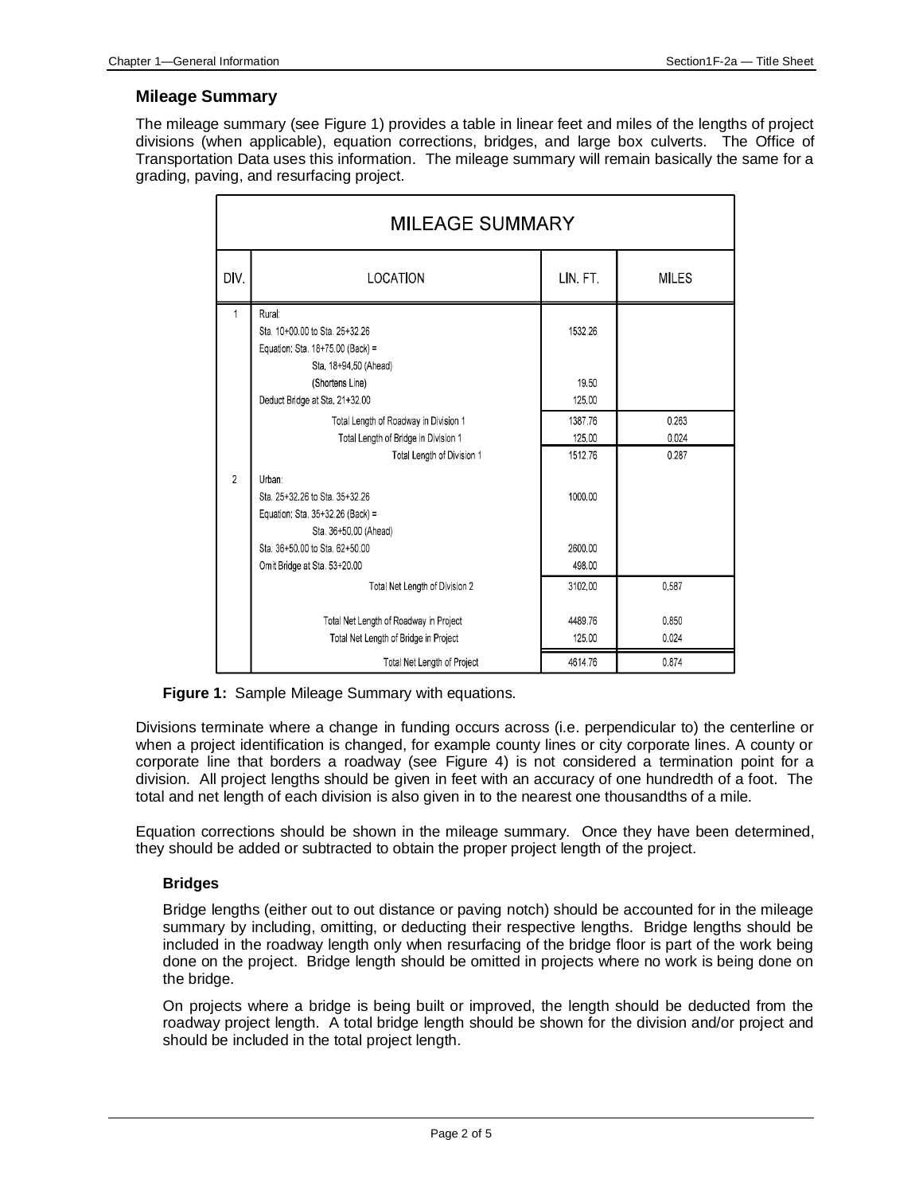## Mileage Summary

The mileage summary (see Figure 1) provides a table in linear feet and miles of the lengths of project divisions (when applicable), equation corrections, bridges, and large box culverts. The Office of Transportation Data uses this information. The mileage summary will remain basically the same for a grading, paving, and resurfacing project.

| MILEAGE SUMMARY | | | |
|---|---|---|---|
| DIV. | LOCATION | LIN. FT. | MILES |
| 1 | Rural: | | |
| | Sta. 10+00.00 to Sta. 25+32.26 | 1532.26 | |
| | Equation: Sta. 18+75.00 (Back) = | | |
| | Sta. 18+94.50 (Ahead) | | |
| | (Shortens Line) | 19.50 | |
| | Deduct Bridge at Sta. 21+32.00 | 125.00 | |
| | Total Length of Roadway in Division 1 | 1387.76 | 0.263 |
| | Total Length of Bridge in Division 1 | 125.00 | 0.024 |
| | Total Length of Division 1 | 1512.76 | 0.287 |
| 2 | Urban: | | |
| | Sta. 25+32.26 to Sta. 35+32.26 | 1000.00 | |
| | Equation: Sta. 35+32.26 (Back) = | | |
| | Sta. 36+50.00 (Ahead) | | |
| | Sta. 36+50.00 to Sta. 62+50.00 | 2600.00 | |
| | Omit Bridge at Sta. 53+20.00 | 498.00 | |
| | Total Net Length of Division 2 | 3102.00 | 0.587 |
| | Total Net Length of Roadway in Project | 4489.76 | 0.850 |
| | Total Net Length of Bridge in Project | 125.00 | 0.024 |
| | Total Net Length of Project | 4614.76 | 0.874 |

**Figure 1:** Sample Mileage Summary with equations.

Divisions terminate where a change in funding occurs across (i.e. perpendicular to) the centerline or when a project identification is changed, for example county lines or city corporate lines. A county or corporate line that borders a roadway (see Figure 4) is not considered a termination point for a division. All project lengths should be given in feet with an accuracy of one hundredth of a foot. The total and net length of each division is also given in to the nearest one thousandths of a mile.

Equation corrections should be shown in the mileage summary. Once they have been determined, they should be added or subtracted to obtain the proper project length of the project.

### Bridges

Bridge lengths (either out to out distance or paving notch) should be accounted for in the mileage summary by including, omitting, or deducting their respective lengths. Bridge lengths should be included in the roadway length only when resurfacing of the bridge floor is part of the work being done on the project. Bridge length should be omitted in projects where no work is being done on the bridge.

On projects where a bridge is being built or improved, the length should be deducted from the roadway project length. A total bridge length should be shown for the division and/or project and should be included in the total project length.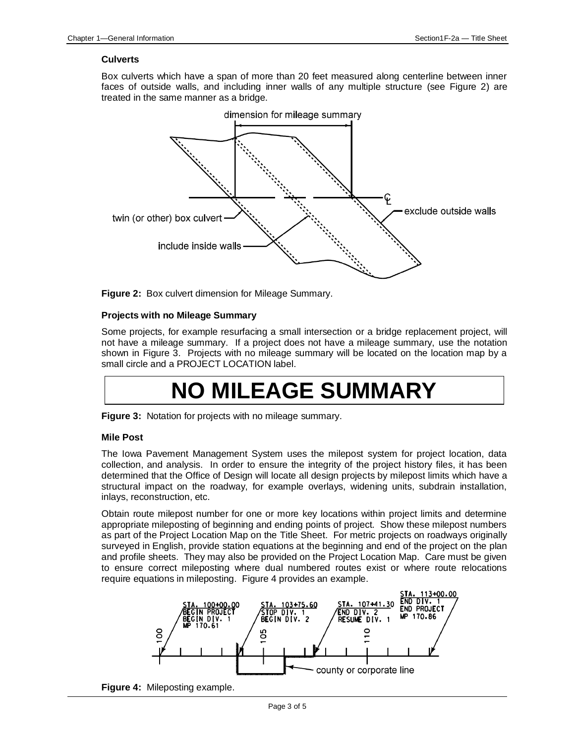### Culverts

Box culverts which have a span of more than 20 feet measured along centerline between inner faces of outside walls, and including inner walls of any multiple structure (see Figure 2) are treated in the same manner as a bridge.

**Figure 2:** Box culvert dimension for Mileage Summary.

### Projects with no Mileage Summary

Some projects, for example resurfacing a small intersection or a bridge replacement project, will not have a mileage summary. If a project does not have a mileage summary, use the notation shown in Figure 3. Projects with no mileage summary will be located on the location map by a small circle and a PROJECT LOCATION label.

**NO MILEAGE SUMMARY**

**Figure 3:** Notation for projects with no mileage summary.

### Mile Post

The Iowa Pavement Management System uses the milepost system for project location, data collection, and analysis. In order to ensure the integrity of the project history files, it has been determined that the Office of Design will locate all design projects by milepost limits which have a structural impact on the roadway, for example overlays, widening units, subdrain installation, inlays, reconstruction, etc.

Obtain route milepost number for one or more key locations within project limits and determine appropriate mileposting of beginning and ending points of project. Show these milepost numbers as part of the Project Location Map on the Title Sheet. For metric projects on roadways originally surveyed in English, provide station equations at the beginning and end of the project on the plan and profile sheets. They may also be provided on the Project Location Map. Care must be given to ensure correct mileposting where dual numbered routes exist or where route relocations require equations in mileposting. Figure 4 provides an example.

**Figure 4:** Mileposting example.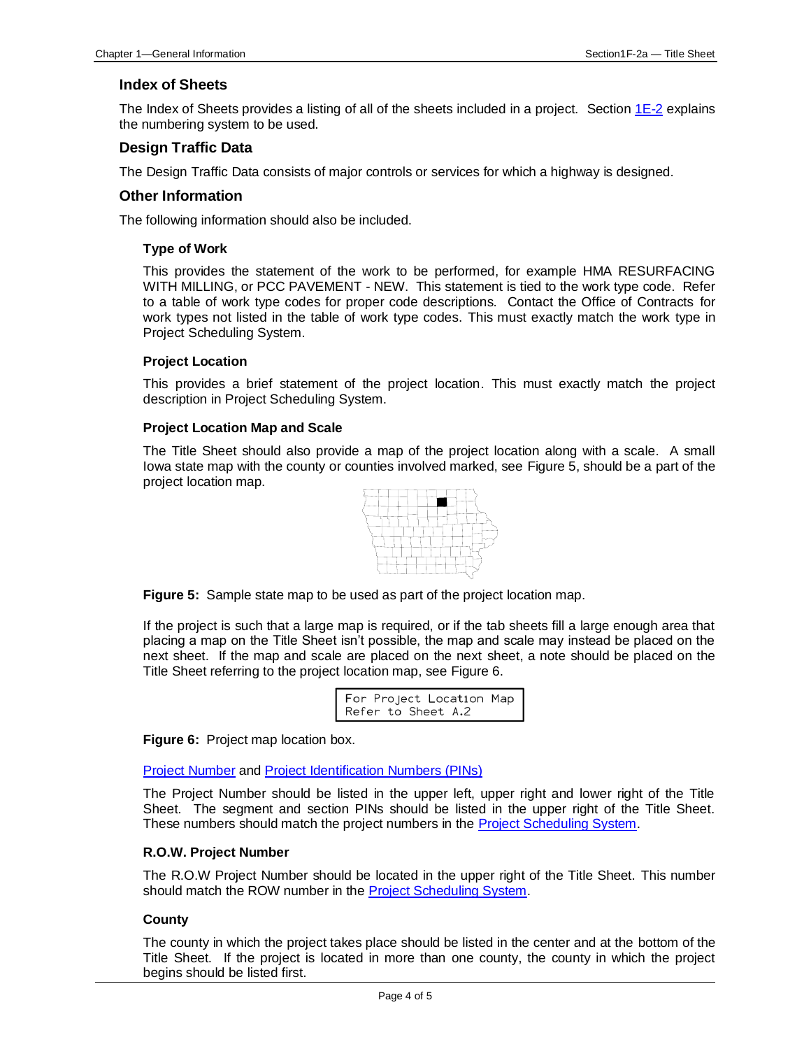## Index of Sheets

The Index of Sheets provides a listing of all of the sheets included in a project. Section [1E-2](#) explains the numbering system to be used.

## Design Traffic Data

The Design Traffic Data consists of major controls or services for which a highway is designed.

## Other Information

The following information should also be included.

### Type of Work

This provides the statement of the work to be performed, for example HMA RESURFACING WITH MILLING, or PCC PAVEMENT - NEW. This statement is tied to the work type code. Refer to a table of work type codes for proper code descriptions. Contact the Office of Contracts for work types not listed in the table of work type codes. This must exactly match the work type in Project Scheduling System.

### Project Location

This provides a brief statement of the project location. This must exactly match the project description in Project Scheduling System.

### Project Location Map and Scale

The Title Sheet should also provide a map of the project location along with a scale. A small Iowa state map with the county or counties involved marked, see Figure 5, should be a part of the project location map.

**Figure 5:** Sample state map to be used as part of the project location map.

If the project is such that a large map is required, or if the tab sheets fill a large enough area that placing a map on the Title Sheet isn't possible, the map and scale may instead be placed on the next sheet. If the map and scale are placed on the next sheet, a note should be placed on the Title Sheet referring to the project location map, see Figure 6.

```
For Project Location Map
Refer to Sheet A.2
```

**Figure 6:** Project map location box.

[Project Number](#) and [Project Identification Numbers (PINs)](#)

The Project Number should be listed in the upper left, upper right and lower right of the Title Sheet. The segment and section PINs should be listed in the upper right of the Title Sheet. These numbers should match the project numbers in the [Project Scheduling System](#).

### R.O.W. Project Number

The R.O.W Project Number should be located in the upper right of the Title Sheet. This number should match the ROW number in the [Project Scheduling System](#).

### County

The county in which the project takes place should be listed in the center and at the bottom of the Title Sheet. If the project is located in more than one county, the county in which the project begins should be listed first.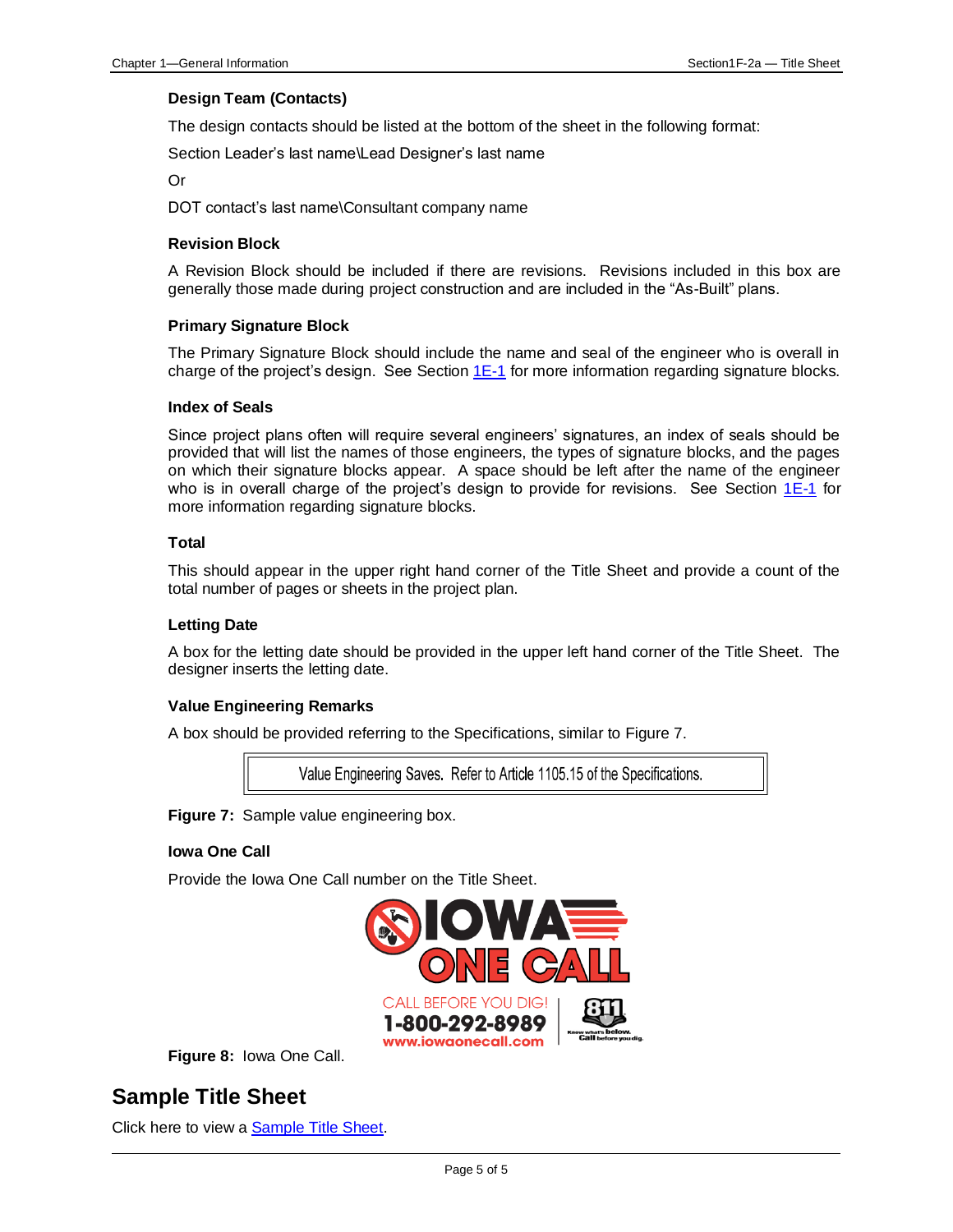### Design Team (Contacts)

The design contacts should be listed at the bottom of the sheet in the following format:

Section Leader's last name\Lead Designer's last name

Or

DOT contact's last name\Consultant company name

### Revision Block

A Revision Block should be included if there are revisions. Revisions included in this box are generally those made during project construction and are included in the "As-Built" plans.

### Primary Signature Block

The Primary Signature Block should include the name and seal of the engineer who is overall in charge of the project's design. See Section 1E-1 for more information regarding signature blocks.

### Index of Seals

Since project plans often will require several engineers' signatures, an index of seals should be provided that will list the names of those engineers, the types of signature blocks, and the pages on which their signature blocks appear. A space should be left after the name of the engineer who is in overall charge of the project's design to provide for revisions. See Section 1E-1 for more information regarding signature blocks.

### Total

This should appear in the upper right hand corner of the Title Sheet and provide a count of the total number of pages or sheets in the project plan.

### Letting Date

A box for the letting date should be provided in the upper left hand corner of the Title Sheet. The designer inserts the letting date.

### Value Engineering Remarks

A box should be provided referring to the Specifications, similar to Figure 7.

Value Engineering Saves. Refer to Article 1105.15 of the Specifications.

**Figure 7:** Sample value engineering box.

### Iowa One Call

Provide the Iowa One Call number on the Title Sheet.

IOWA ONE CALL

CALL BEFORE YOU DIG!

1-800-292-8989

www.iowaonecall.com

811

Know what's below. Call before you dig.

**Figure 8:** Iowa One Call.

## Sample Title Sheet

Click here to view a Sample Title Sheet.